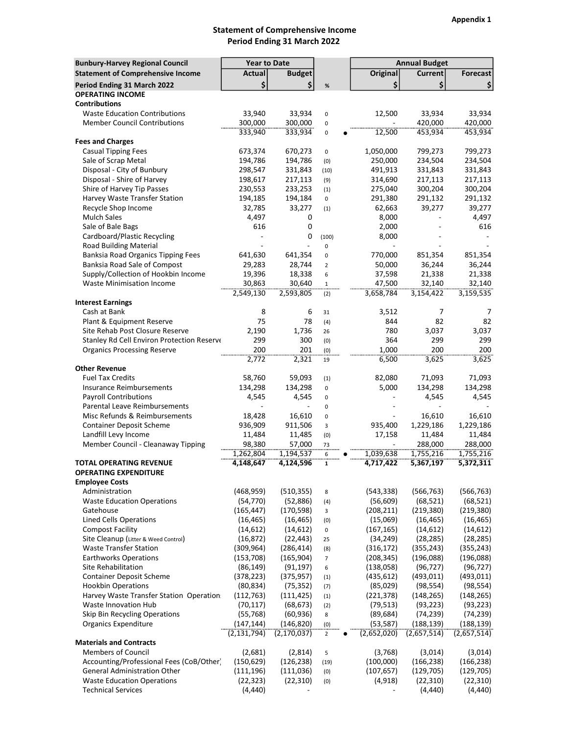Appendix 1

# Statement of Comprehensive Income
## Period Ending 31 March 2022

| Bunbury-Harvey Regional Council | Year to Date | | | | Annual Budget | |
|---|---|---|---|---|---|---|
| Statement of Comprehensive Income | Actual | Budget | | Original | Current | Forecast |
| Period Ending 31 March 2022 | $ | $ | % | $ | $ | $ |
| **OPERATING INCOME** | | | | | | |
| **Contributions** | | | | | | |
| Waste Education Contributions | 33,940 | 33,934 | 0 | 12,500 | 33,934 | 33,934 |
| Member Council Contributions | 300,000 | 300,000 | 0 | - | 420,000 | 420,000 |
| | 333,940 | 333,934 | 0 ● | 12,500 | 453,934 | 453,934 |
| **Fees and Charges** | | | | | | |
| Casual Tipping Fees | 673,374 | 670,273 | 0 | 1,050,000 | 799,273 | 799,273 |
| Sale of Scrap Metal | 194,786 | 194,786 | (0) | 250,000 | 234,504 | 234,504 |
| Disposal - City of Bunbury | 298,547 | 331,843 | (10) | 491,913 | 331,843 | 331,843 |
| Disposal - Shire of Harvey | 198,617 | 217,113 | (9) | 314,690 | 217,113 | 217,113 |
| Shire of Harvey Tip Passes | 230,553 | 233,253 | (1) | 275,040 | 300,204 | 300,204 |
| Harvey Waste Transfer Station | 194,185 | 194,184 | 0 | 291,380 | 291,132 | 291,132 |
| Recycle Shop Income | 32,785 | 33,277 | (1) | 62,663 | 39,277 | 39,277 |
| Mulch Sales | 4,497 | 0 | | 8,000 | - | 4,497 |
| Sale of Bale Bags | 616 | 0 | | 2,000 | - | 616 |
| Cardboard/Plastic Recycling | - | 0 | (100) | 8,000 | - | - |
| Road Building Material | - | - | 0 | - | - | - |
| Banksia Road Organics Tipping Fees | 641,630 | 641,354 | 0 | 770,000 | 851,354 | 851,354 |
| Banksia Road Sale of Compost | 29,283 | 28,744 | 2 | 50,000 | 36,244 | 36,244 |
| Supply/Collection of Hookbin Income | 19,396 | 18,338 | 6 | 37,598 | 21,338 | 21,338 |
| Waste Minimisation Income | 30,863 | 30,640 | 1 | 47,500 | 32,140 | 32,140 |
| | 2,549,130 | 2,593,805 | (2) | 3,658,784 | 3,154,422 | 3,159,535 |
| **Interest Earnings** | | | | | | |
| Cash at Bank | 8 | 6 | 31 | 3,512 | 7 | 7 |
| Plant & Equipment Reserve | 75 | 78 | (4) | 844 | 82 | 82 |
| Site Rehab Post Closure Reserve | 2,190 | 1,736 | 26 | 780 | 3,037 | 3,037 |
| Stanley Rd Cell Environ Protection Reserve | 299 | 300 | (0) | 364 | 299 | 299 |
| Organics Processing Reserve | 200 | 201 | (0) | 1,000 | 200 | 200 |
| | 2,772 | 2,321 | 19 | 6,500 | 3,625 | 3,625 |
| **Other Revenue** | | | | | | |
| Fuel Tax Credits | 58,760 | 59,093 | (1) | 82,080 | 71,093 | 71,093 |
| Insurance Reimbursements | 134,298 | 134,298 | 0 | 5,000 | 134,298 | 134,298 |
| Payroll Contributions | 4,545 | 4,545 | 0 | - | 4,545 | 4,545 |
| Parental Leave Reimbursements | - | - | 0 | - | - | - |
| Misc Refunds & Reimbursements | 18,428 | 16,610 | 0 | - | 16,610 | 16,610 |
| Container Deposit Scheme | 936,909 | 911,506 | 3 | 935,400 | 1,229,186 | 1,229,186 |
| Landfill Levy Income | 11,484 | 11,485 | (0) | 17,158 | 11,484 | 11,484 |
| Member Council - Cleanaway Tipping | 98,380 | 57,000 | 73 | - | 288,000 | 288,000 |
| | 1,262,804 | 1,194,537 | 6 ● | 1,039,638 | 1,755,216 | 1,755,216 |
| **TOTAL OPERATING REVENUE** | **4,148,647** | **4,124,596** | **1** | **4,717,422** | **5,367,197** | **5,372,311** |
| **OPERATING EXPENDITURE** | | | | | | |
| **Employee Costs** | | | | | | |
| Administration | (468,959) | (510,355) | 8 | (543,338) | (566,763) | (566,763) |
| Waste Education Operations | (54,770) | (52,886) | (4) | (56,609) | (68,521) | (68,521) |
| Gatehouse | (165,447) | (170,598) | 3 | (208,211) | (219,380) | (219,380) |
| Lined Cells Operations | (16,465) | (16,465) | (0) | (15,069) | (16,465) | (16,465) |
| Compost Facility | (14,612) | (14,612) | 0 | (167,165) | (14,612) | (14,612) |
| Site Cleanup (Litter & Weed Control) | (16,872) | (22,443) | 25 | (34,249) | (28,285) | (28,285) |
| Waste Transfer Station | (309,964) | (286,414) | (8) | (316,172) | (355,243) | (355,243) |
| Earthworks Operations | (153,708) | (165,904) | 7 | (208,345) | (196,088) | (196,088) |
| Site Rehabilitation | (86,149) | (91,197) | 6 | (138,058) | (96,727) | (96,727) |
| Container Deposit Scheme | (378,223) | (375,957) | (1) | (435,612) | (493,011) | (493,011) |
| Hookbin Operations | (80,834) | (75,352) | (7) | (85,029) | (98,554) | (98,554) |
| Harvey Waste Transfer Station Operations | (112,763) | (111,425) | (1) | (221,378) | (148,265) | (148,265) |
| Waste Innovation Hub | (70,117) | (68,673) | (2) | (79,513) | (93,223) | (93,223) |
| Skip Bin Recycling Operations | (55,768) | (60,936) | 8 | (89,684) | (74,239) | (74,239) |
| Organics Expenditure | (147,144) | (146,820) | (0) | (53,587) | (188,139) | (188,139) |
| | (2,131,794) | (2,170,037) | 2 ● | (2,652,020) | (2,657,514) | (2,657,514) |
| **Materials and Contracts** | | | | | | |
| Members of Council | (2,681) | (2,814) | 5 | (3,768) | (3,014) | (3,014) |
| Accounting/Professional Fees (CoB/Other) | (150,629) | (126,238) | (19) | (100,000) | (166,238) | (166,238) |
| General Administration Other | (111,196) | (111,036) | (0) | (107,657) | (129,705) | (129,705) |
| Waste Education Operations | (22,323) | (22,310) | (0) | (4,918) | (22,310) | (22,310) |
| Technical Services | (4,440) | - | | - | (4,440) | (4,440) |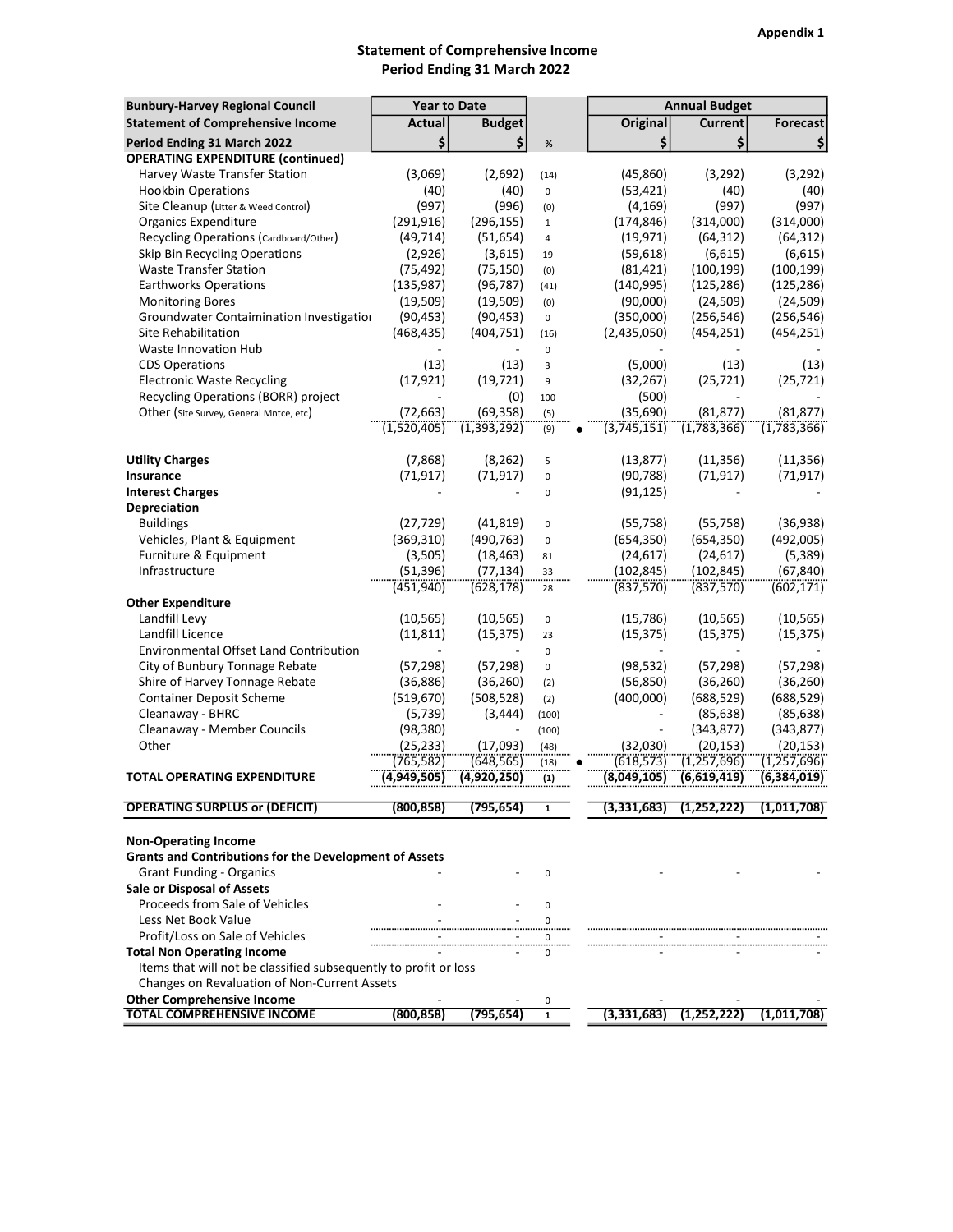Appendix 1

## Statement of Comprehensive Income
## Period Ending 31 March 2022

| Bunbury-Harvey Regional Council | Year to Date | | | | Annual Budget | | |
|---|---|---|---|---|---|---|---|
| Statement of Comprehensive Income | Actual | Budget | | | Original | Current | Forecast |
| Period Ending 31 March 2022 | $ | $ | % | | $ | $ | $ |
| **OPERATING EXPENDITURE (continued)** | | | | | | | |
| Harvey Waste Transfer Station | (3,069) | (2,692) | (14) | | (45,860) | (3,292) | (3,292) |
| Hookbin Operations | (40) | (40) | 0 | | (53,421) | (40) | (40) |
| Site Cleanup (Litter & Weed Control) | (997) | (996) | (0) | | (4,169) | (997) | (997) |
| Organics Expenditure | (291,916) | (296,155) | 1 | | (174,846) | (314,000) | (314,000) |
| Recycling Operations (Cardboard/Other) | (49,714) | (51,654) | 4 | | (19,971) | (64,312) | (64,312) |
| Skip Bin Recycling Operations | (2,926) | (3,615) | 19 | | (59,618) | (6,615) | (6,615) |
| Waste Transfer Station | (75,492) | (75,150) | (0) | | (81,421) | (100,199) | (100,199) |
| Earthworks Operations | (135,987) | (96,787) | (41) | | (140,995) | (125,286) | (125,286) |
| Monitoring Bores | (19,509) | (19,509) | (0) | | (90,000) | (24,509) | (24,509) |
| Groundwater Contaimination Investigatioı | (90,453) | (90,453) | 0 | | (350,000) | (256,546) | (256,546) |
| Site Rehabilitation | (468,435) | (404,751) | (16) | | (2,435,050) | (454,251) | (454,251) |
| Waste Innovation Hub | - | - | 0 | | - | - | - |
| CDS Operations | (13) | (13) | 3 | | (5,000) | (13) | (13) |
| Electronic Waste Recycling | (17,921) | (19,721) | 9 | | (32,267) | (25,721) | (25,721) |
| Recycling Operations (BORR) project | - | (0) | 100 | | (500) | - | - |
| Other (Site Survey, General Mntce, etc) | (72,663) | (69,358) | (5) | | (35,690) | (81,877) | (81,877) |
| | (1,520,405) | (1,393,292) | (9) | ● | (3,745,151) | (1,783,366) | (1,783,366) |
| **Utility Charges** | (7,868) | (8,262) | 5 | | (13,877) | (11,356) | (11,356) |
| **Insurance** | (71,917) | (71,917) | 0 | | (90,788) | (71,917) | (71,917) |
| **Interest Charges** | - | - | 0 | | (91,125) | - | - |
| **Depreciation** | | | | | | | |
| Buildings | (27,729) | (41,819) | 0 | | (55,758) | (55,758) | (36,938) |
| Vehicles, Plant & Equipment | (369,310) | (490,763) | 0 | | (654,350) | (654,350) | (492,005) |
| Furniture & Equipment | (3,505) | (18,463) | 81 | | (24,617) | (24,617) | (5,389) |
| Infrastructure | (51,396) | (77,134) | 33 | | (102,845) | (102,845) | (67,840) |
| | (451,940) | (628,178) | 28 | | (837,570) | (837,570) | (602,171) |
| **Other Expenditure** | | | | | | | |
| Landfill Levy | (10,565) | (10,565) | 0 | | (15,786) | (10,565) | (10,565) |
| Landfill Licence | (11,811) | (15,375) | 23 | | (15,375) | (15,375) | (15,375) |
| Environmental Offset Land Contribution | - | - | 0 | | - | - | - |
| City of Bunbury Tonnage Rebate | (57,298) | (57,298) | 0 | | (98,532) | (57,298) | (57,298) |
| Shire of Harvey Tonnage Rebate | (36,886) | (36,260) | (2) | | (56,850) | (36,260) | (36,260) |
| Container Deposit Scheme | (519,670) | (508,528) | (2) | | (400,000) | (688,529) | (688,529) |
| Cleanaway - BHRC | (5,739) | (3,444) | (100) | | - | (85,638) | (85,638) |
| Cleanaway - Member Councils | (98,380) | - | (100) | | - | (343,877) | (343,877) |
| Other | (25,233) | (17,093) | (48) | | (32,030) | (20,153) | (20,153) |
| | (765,582) | (648,565) | (18) | ● | (618,573) | (1,257,696) | (1,257,696) |
| **TOTAL OPERATING EXPENDITURE** | **(4,949,505)** | **(4,920,250)** | **(1)** | | **(8,049,105)** | **(6,619,419)** | **(6,384,019)** |
| **OPERATING SURPLUS or (DEFICIT)** | **(800,858)** | **(795,654)** | **1** | | **(3,331,683)** | **(1,252,222)** | **(1,011,708)** |
| **Non-Operating Income** | | | | | | | |
| **Grants and Contributions for the Development of Assets** | | | | | | | |
| Grant Funding - Organics | - | - | 0 | | - | - | - |
| **Sale or Disposal of Assets** | | | | | | | |
| Proceeds from Sale of Vehicles | - | - | 0 | | | | |
| Less Net Book Value | - | - | 0 | | | | |
| Profit/Loss on Sale of Vehicles | - | - | 0 | | - | - | - |
| **Total Non Operating Income** | - | - | 0 | | - | - | - |
| Items that will not be classified subsequently to profit or loss | | | | | | | |
| Changes on Revaluation of Non-Current Assets | | | | | | | |
| **Other Comprehensive Income** | - | - | 0 | | - | - | - |
| **TOTAL COMPREHENSIVE INCOME** | **(800,858)** | **(795,654)** | **1** | | **(3,331,683)** | **(1,252,222)** | **(1,011,708)** |